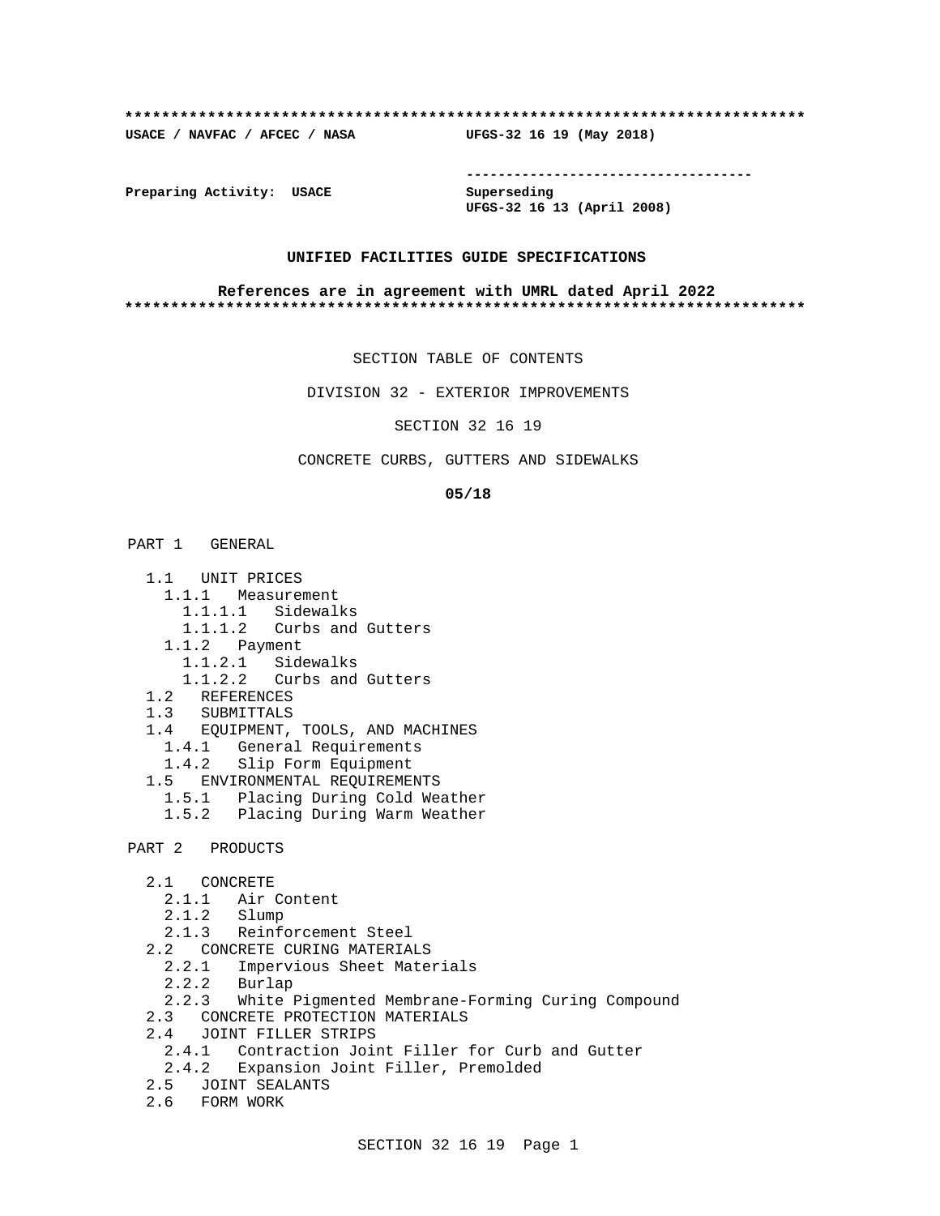**************************************************************************

**USACE / NAVFAC / AFCEC / NASA UFGS-32 16 19 (May 2018)**

-----------------------------------

**Preparing Activity: USACE** **Superseding**
**UFGS-32 16 13 (April 2008)**

**UNIFIED FACILITIES GUIDE SPECIFICATIONS**

**References are in agreement with UMRL dated April 2022**

**************************************************************************

SECTION TABLE OF CONTENTS

DIVISION 32 - EXTERIOR IMPROVEMENTS

SECTION 32 16 19

CONCRETE CURBS, GUTTERS AND SIDEWALKS

**05/18**

PART 1 GENERAL

- 1.1 UNIT PRICES
  - 1.1.1 Measurement
    - 1.1.1.1 Sidewalks
    - 1.1.1.2 Curbs and Gutters
  - 1.1.2 Payment
    - 1.1.2.1 Sidewalks
    - 1.1.2.2 Curbs and Gutters
- 1.2 REFERENCES
- 1.3 SUBMITTALS
- 1.4 EQUIPMENT, TOOLS, AND MACHINES
  - 1.4.1 General Requirements
  - 1.4.2 Slip Form Equipment
- 1.5 ENVIRONMENTAL REQUIREMENTS
  - 1.5.1 Placing During Cold Weather
  - 1.5.2 Placing During Warm Weather

PART 2 PRODUCTS

- 2.1 CONCRETE
  - 2.1.1 Air Content
  - 2.1.2 Slump
  - 2.1.3 Reinforcement Steel
- 2.2 CONCRETE CURING MATERIALS
  - 2.2.1 Impervious Sheet Materials
  - 2.2.2 Burlap
  - 2.2.3 White Pigmented Membrane-Forming Curing Compound
- 2.3 CONCRETE PROTECTION MATERIALS
- 2.4 JOINT FILLER STRIPS
  - 2.4.1 Contraction Joint Filler for Curb and Gutter
  - 2.4.2 Expansion Joint Filler, Premolded
- 2.5 JOINT SEALANTS
- 2.6 FORM WORK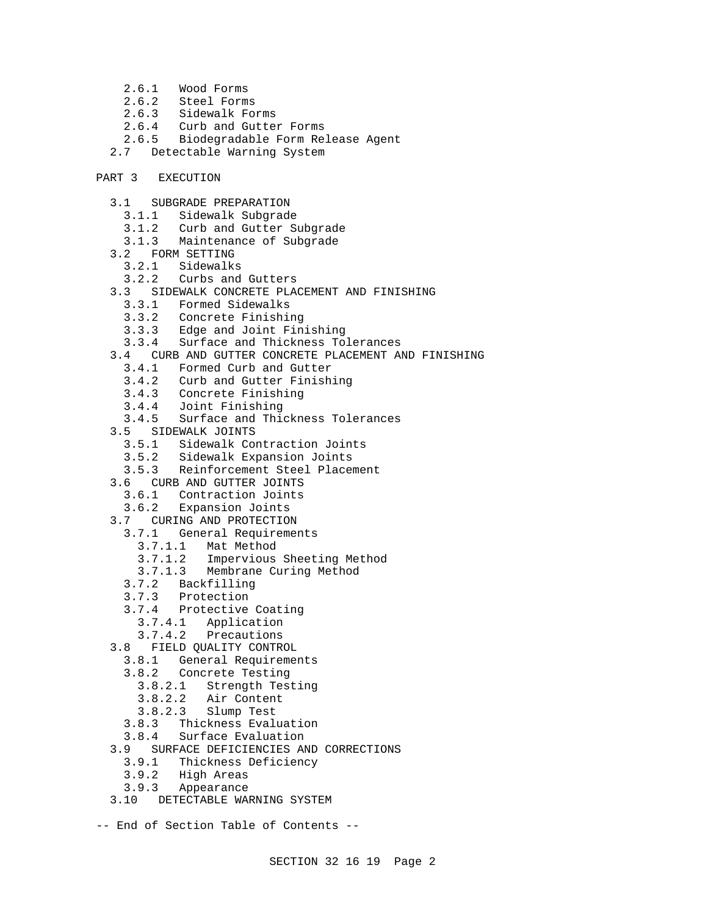- 2.6.1 Wood Forms
- 2.6.2 Steel Forms
- 2.6.3 Sidewalk Forms
- 2.6.4 Curb and Gutter Forms
- 2.6.5 Biodegradable Form Release Agent
- 2.7 Detectable Warning System

PART 3 EXECUTION

- 3.1 SUBGRADE PREPARATION
  - 3.1.1 Sidewalk Subgrade
  - 3.1.2 Curb and Gutter Subgrade
  - 3.1.3 Maintenance of Subgrade
- 3.2 FORM SETTING
  - 3.2.1 Sidewalks
  - 3.2.2 Curbs and Gutters
- 3.3 SIDEWALK CONCRETE PLACEMENT AND FINISHING
  - 3.3.1 Formed Sidewalks
  - 3.3.2 Concrete Finishing
  - 3.3.3 Edge and Joint Finishing
  - 3.3.4 Surface and Thickness Tolerances
- 3.4 CURB AND GUTTER CONCRETE PLACEMENT AND FINISHING
  - 3.4.1 Formed Curb and Gutter
  - 3.4.2 Curb and Gutter Finishing
  - 3.4.3 Concrete Finishing
  - 3.4.4 Joint Finishing
  - 3.4.5 Surface and Thickness Tolerances
- 3.5 SIDEWALK JOINTS
  - 3.5.1 Sidewalk Contraction Joints
  - 3.5.2 Sidewalk Expansion Joints
  - 3.5.3 Reinforcement Steel Placement
- 3.6 CURB AND GUTTER JOINTS
  - 3.6.1 Contraction Joints
  - 3.6.2 Expansion Joints
- 3.7 CURING AND PROTECTION
  - 3.7.1 General Requirements
    - 3.7.1.1 Mat Method
    - 3.7.1.2 Impervious Sheeting Method
    - 3.7.1.3 Membrane Curing Method
  - 3.7.2 Backfilling
  - 3.7.3 Protection
  - 3.7.4 Protective Coating
    - 3.7.4.1 Application
    - 3.7.4.2 Precautions
- 3.8 FIELD QUALITY CONTROL
  - 3.8.1 General Requirements
  - 3.8.2 Concrete Testing
    - 3.8.2.1 Strength Testing
    - 3.8.2.2 Air Content
    - 3.8.2.3 Slump Test
  - 3.8.3 Thickness Evaluation
  - 3.8.4 Surface Evaluation
- 3.9 SURFACE DEFICIENCIES AND CORRECTIONS
  - 3.9.1 Thickness Deficiency
  - 3.9.2 High Areas
  - 3.9.3 Appearance
- 3.10 DETECTABLE WARNING SYSTEM

-- End of Section Table of Contents --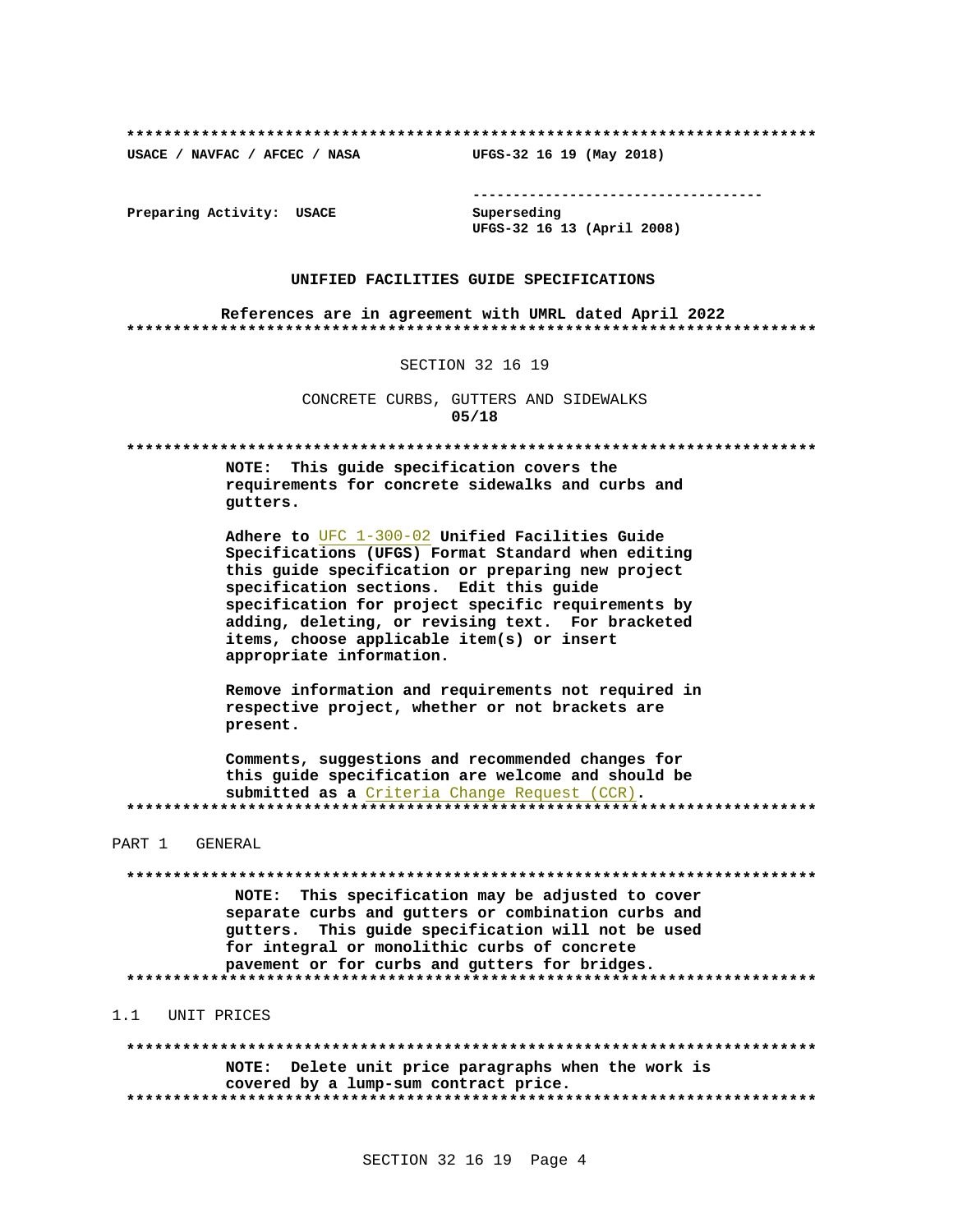**************************************************************************

USACE / NAVFAC / AFCEC / NASA UFGS-32 16 19 (May 2018)

-----------------------------------

Preparing Activity: USACE

Superseding
UFGS-32 16 13 (April 2008)

**UNIFIED FACILITIES GUIDE SPECIFICATIONS**

**References are in agreement with UMRL dated April 2022**

**************************************************************************

SECTION 32 16 19

CONCRETE CURBS, GUTTERS AND SIDEWALKS
**05/18**

**************************************************************************

**NOTE: This guide specification covers the requirements for concrete sidewalks and curbs and gutters.**

**Adhere to** UFC 1-300-02 **Unified Facilities Guide Specifications (UFGS) Format Standard when editing this guide specification or preparing new project specification sections. Edit this guide specification for project specific requirements by adding, deleting, or revising text. For bracketed items, choose applicable item(s) or insert appropriate information.**

**Remove information and requirements not required in respective project, whether or not brackets are present.**

**Comments, suggestions and recommended changes for this guide specification are welcome and should be submitted as a** Criteria Change Request (CCR)**.**

**************************************************************************

PART 1 GENERAL

**************************************************************************

**NOTE: This specification may be adjusted to cover separate curbs and gutters or combination curbs and gutters. This guide specification will not be used for integral or monolithic curbs of concrete pavement or for curbs and gutters for bridges.**

**************************************************************************

1.1 UNIT PRICES

**************************************************************************

**NOTE: Delete unit price paragraphs when the work is covered by a lump-sum contract price.**

**************************************************************************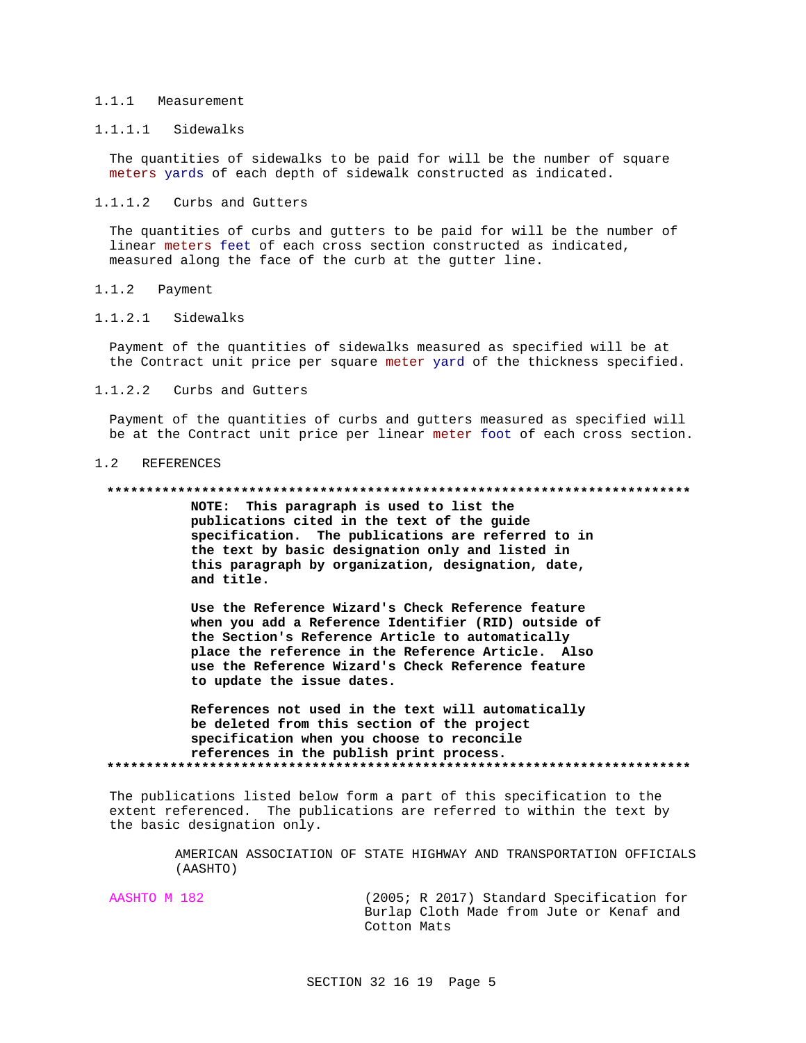#### 1.1.1 Measurement

##### 1.1.1.1 Sidewalks

The quantities of sidewalks to be paid for will be the number of square meters yards of each depth of sidewalk constructed as indicated.

##### 1.1.1.2 Curbs and Gutters

The quantities of curbs and gutters to be paid for will be the number of linear meters feet of each cross section constructed as indicated, measured along the face of the curb at the gutter line.

#### 1.1.2 Payment

##### 1.1.2.1 Sidewalks

Payment of the quantities of sidewalks measured as specified will be at the Contract unit price per square meter yard of the thickness specified.

##### 1.1.2.2 Curbs and Gutters

Payment of the quantities of curbs and gutters measured as specified will be at the Contract unit price per linear meter foot of each cross section.

## 1.2 REFERENCES

**************************************************************************

**NOTE: This paragraph is used to list the publications cited in the text of the guide specification. The publications are referred to in the text by basic designation only and listed in this paragraph by organization, designation, date, and title.**

**Use the Reference Wizard's Check Reference feature when you add a Reference Identifier (RID) outside of the Section's Reference Article to automatically place the reference in the Reference Article. Also use the Reference Wizard's Check Reference feature to update the issue dates.**

**References not used in the text will automatically be deleted from this section of the project specification when you choose to reconcile references in the publish print process.**

**************************************************************************

The publications listed below form a part of this specification to the extent referenced. The publications are referred to within the text by the basic designation only.

AMERICAN ASSOCIATION OF STATE HIGHWAY AND TRANSPORTATION OFFICIALS (AASHTO)

AASHTO M 182 (2005; R 2017) Standard Specification for Burlap Cloth Made from Jute or Kenaf and Cotton Mats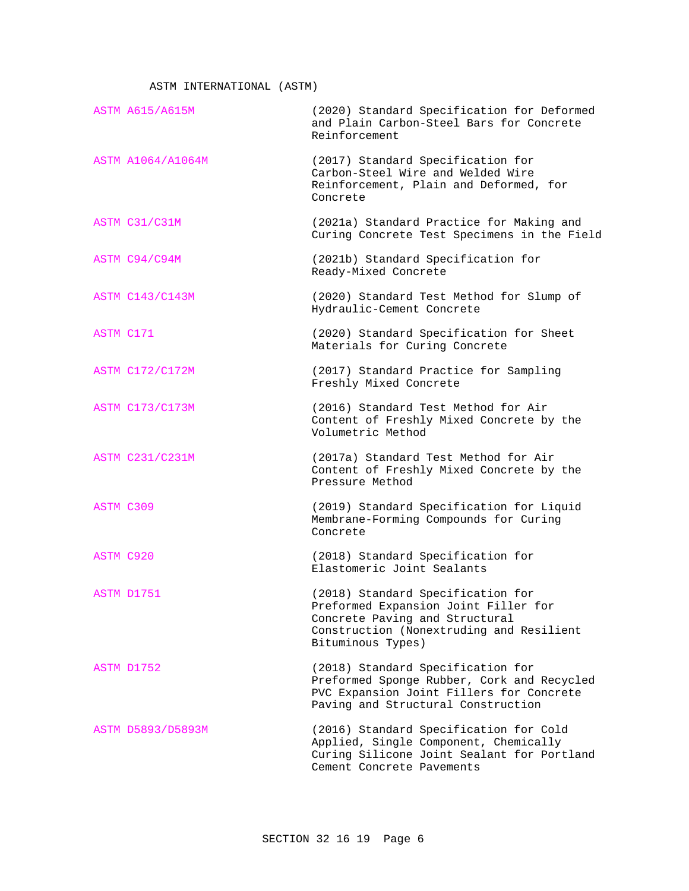ASTM INTERNATIONAL (ASTM)

| | |
|---|---|
| ASTM A615/A615M | (2020) Standard Specification for Deformed and Plain Carbon-Steel Bars for Concrete Reinforcement |
| ASTM A1064/A1064M | (2017) Standard Specification for Carbon-Steel Wire and Welded Wire Reinforcement, Plain and Deformed, for Concrete |
| ASTM C31/C31M | (2021a) Standard Practice for Making and Curing Concrete Test Specimens in the Field |
| ASTM C94/C94M | (2021b) Standard Specification for Ready-Mixed Concrete |
| ASTM C143/C143M | (2020) Standard Test Method for Slump of Hydraulic-Cement Concrete |
| ASTM C171 | (2020) Standard Specification for Sheet Materials for Curing Concrete |
| ASTM C172/C172M | (2017) Standard Practice for Sampling Freshly Mixed Concrete |
| ASTM C173/C173M | (2016) Standard Test Method for Air Content of Freshly Mixed Concrete by the Volumetric Method |
| ASTM C231/C231M | (2017a) Standard Test Method for Air Content of Freshly Mixed Concrete by the Pressure Method |
| ASTM C309 | (2019) Standard Specification for Liquid Membrane-Forming Compounds for Curing Concrete |
| ASTM C920 | (2018) Standard Specification for Elastomeric Joint Sealants |
| ASTM D1751 | (2018) Standard Specification for Preformed Expansion Joint Filler for Concrete Paving and Structural Construction (Nonextruding and Resilient Bituminous Types) |
| ASTM D1752 | (2018) Standard Specification for Preformed Sponge Rubber, Cork and Recycled PVC Expansion Joint Fillers for Concrete Paving and Structural Construction |
| ASTM D5893/D5893M | (2016) Standard Specification for Cold Applied, Single Component, Chemically Curing Silicone Joint Sealant for Portland Cement Concrete Pavements |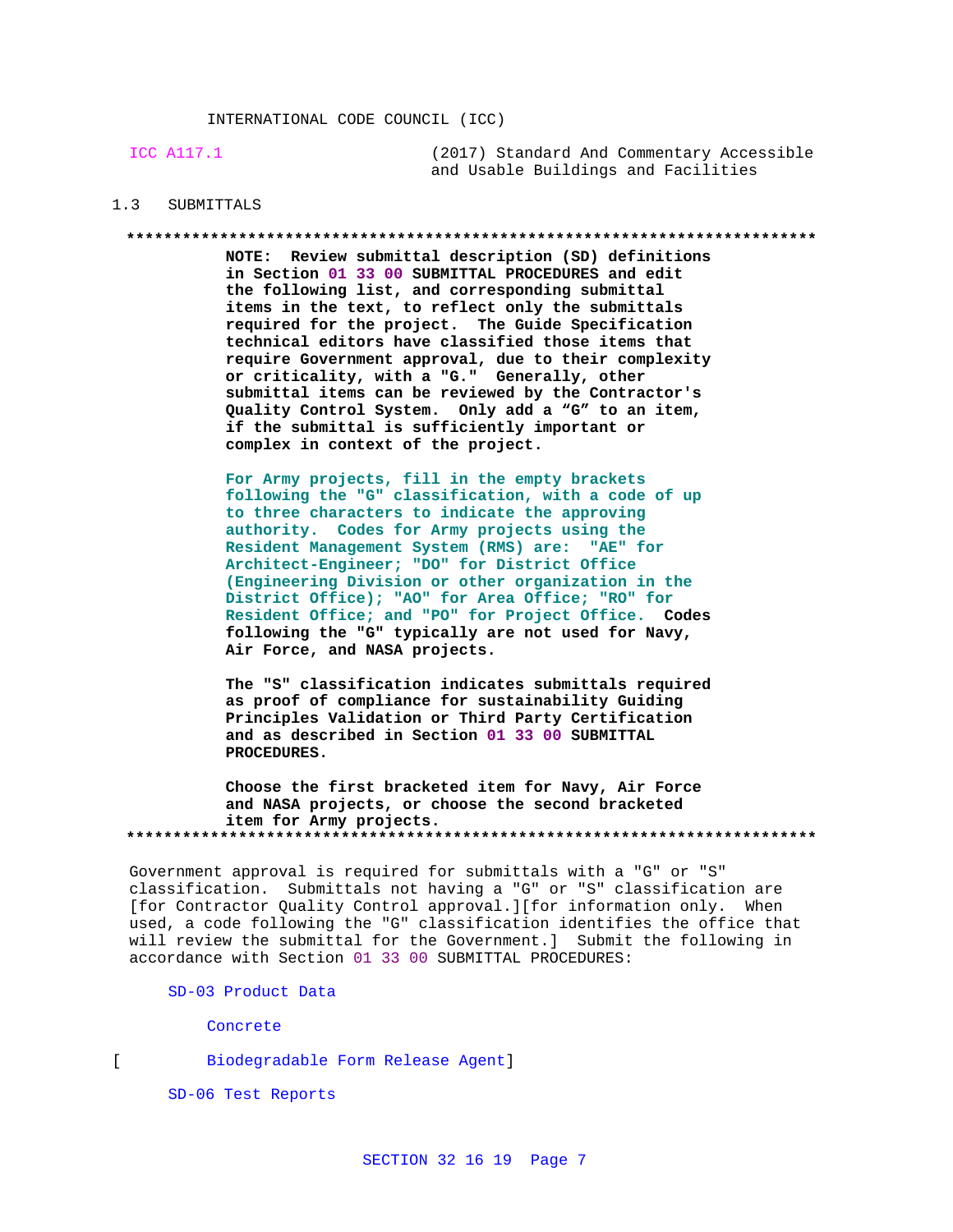INTERNATIONAL CODE COUNCIL (ICC)

ICC A117.1 (2017) Standard And Commentary Accessible and Usable Buildings and Facilities

## 1.3 SUBMITTALS

**************************************************************************

**NOTE: Review submittal description (SD) definitions in Section 01 33 00 SUBMITTAL PROCEDURES and edit the following list, and corresponding submittal items in the text, to reflect only the submittals required for the project. The Guide Specification technical editors have classified those items that require Government approval, due to their complexity or criticality, with a "G." Generally, other submittal items can be reviewed by the Contractor's Quality Control System. Only add a "G" to an item, if the submittal is sufficiently important or complex in context of the project.**

**For Army projects, fill in the empty brackets following the "G" classification, with a code of up to three characters to indicate the approving authority. Codes for Army projects using the Resident Management System (RMS) are: "AE" for Architect-Engineer; "DO" for District Office (Engineering Division or other organization in the District Office); "AO" for Area Office; "RO" for Resident Office; and "PO" for Project Office. Codes following the "G" typically are not used for Navy, Air Force, and NASA projects.**

**The "S" classification indicates submittals required as proof of compliance for sustainability Guiding Principles Validation or Third Party Certification and as described in Section 01 33 00 SUBMITTAL PROCEDURES.**

**Choose the first bracketed item for Navy, Air Force and NASA projects, or choose the second bracketed item for Army projects.**

**************************************************************************

Government approval is required for submittals with a "G" or "S" classification. Submittals not having a "G" or "S" classification are [for Contractor Quality Control approval.][for information only. When used, a code following the "G" classification identifies the office that will review the submittal for the Government.] Submit the following in accordance with Section 01 33 00 SUBMITTAL PROCEDURES:

SD-03 Product Data

Concrete

[ Biodegradable Form Release Agent]

SD-06 Test Reports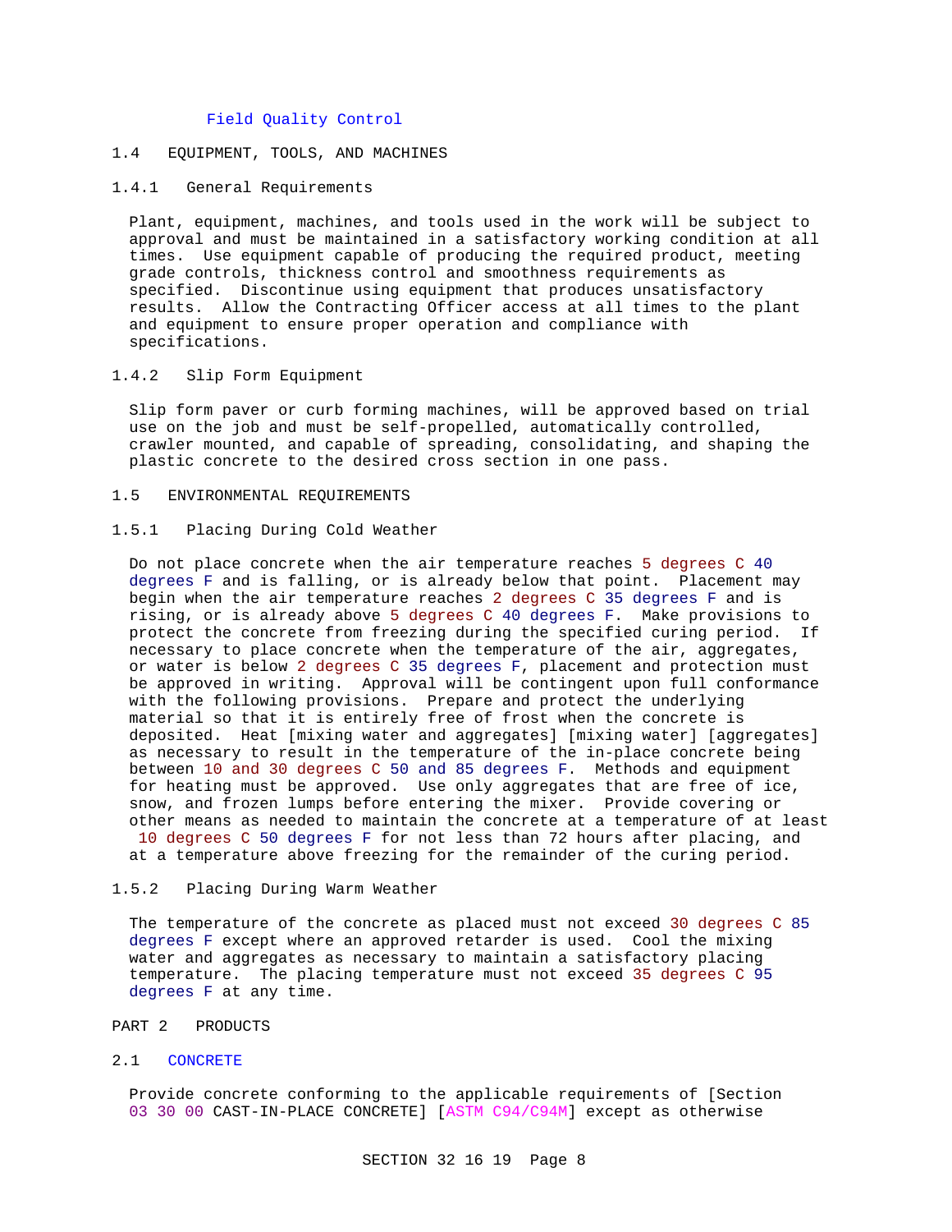Field Quality Control

## 1.4 EQUIPMENT, TOOLS, AND MACHINES

### 1.4.1 General Requirements

Plant, equipment, machines, and tools used in the work will be subject to approval and must be maintained in a satisfactory working condition at all times. Use equipment capable of producing the required product, meeting grade controls, thickness control and smoothness requirements as specified. Discontinue using equipment that produces unsatisfactory results. Allow the Contracting Officer access at all times to the plant and equipment to ensure proper operation and compliance with specifications.

### 1.4.2 Slip Form Equipment

Slip form paver or curb forming machines, will be approved based on trial use on the job and must be self-propelled, automatically controlled, crawler mounted, and capable of spreading, consolidating, and shaping the plastic concrete to the desired cross section in one pass.

## 1.5 ENVIRONMENTAL REQUIREMENTS

### 1.5.1 Placing During Cold Weather

Do not place concrete when the air temperature reaches 5 degrees C 40 degrees F and is falling, or is already below that point. Placement may begin when the air temperature reaches 2 degrees C 35 degrees F and is rising, or is already above 5 degrees C 40 degrees F. Make provisions to protect the concrete from freezing during the specified curing period. If necessary to place concrete when the temperature of the air, aggregates, or water is below 2 degrees C 35 degrees F, placement and protection must be approved in writing. Approval will be contingent upon full conformance with the following provisions. Prepare and protect the underlying material so that it is entirely free of frost when the concrete is deposited. Heat [mixing water and aggregates] [mixing water] [aggregates] as necessary to result in the temperature of the in-place concrete being between 10 and 30 degrees C 50 and 85 degrees F. Methods and equipment for heating must be approved. Use only aggregates that are free of ice, snow, and frozen lumps before entering the mixer. Provide covering or other means as needed to maintain the concrete at a temperature of at least 10 degrees C 50 degrees F for not less than 72 hours after placing, and at a temperature above freezing for the remainder of the curing period.

### 1.5.2 Placing During Warm Weather

The temperature of the concrete as placed must not exceed 30 degrees C 85 degrees F except where an approved retarder is used. Cool the mixing water and aggregates as necessary to maintain a satisfactory placing temperature. The placing temperature must not exceed 35 degrees C 95 degrees F at any time.

# PART 2 PRODUCTS

## 2.1 CONCRETE

Provide concrete conforming to the applicable requirements of [Section 03 30 00 CAST-IN-PLACE CONCRETE] [ASTM C94/C94M] except as otherwise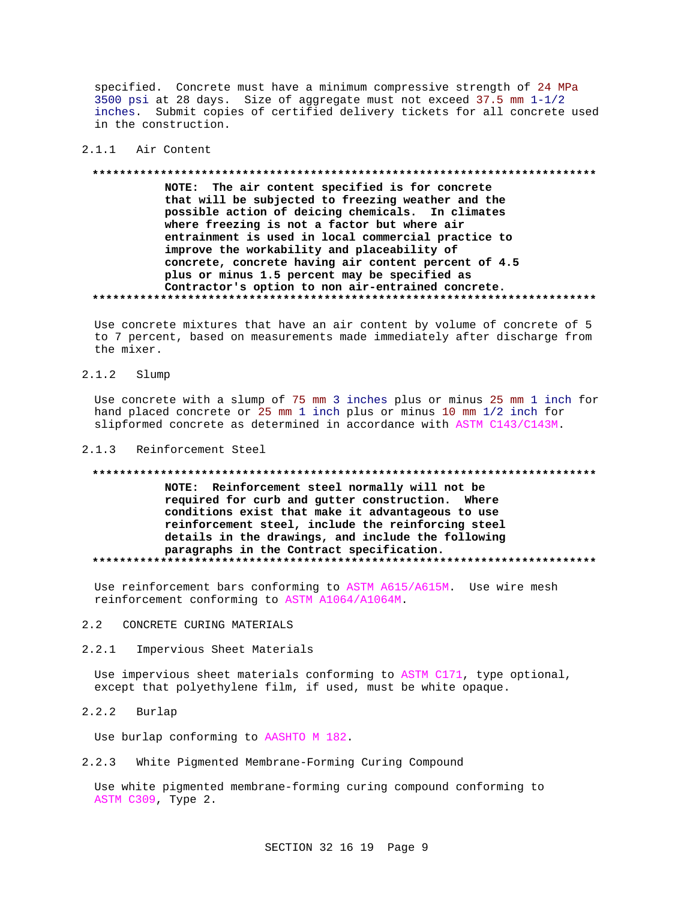specified. Concrete must have a minimum compressive strength of 24 MPa 3500 psi at 28 days. Size of aggregate must not exceed 37.5 mm 1-1/2 inches. Submit copies of certified delivery tickets for all concrete used in the construction.

### 2.1.1 Air Content

**************************************************************************

**NOTE: The air content specified is for concrete that will be subjected to freezing weather and the possible action of deicing chemicals. In climates where freezing is not a factor but where air entrainment is used in local commercial practice to improve the workability and placeability of concrete, concrete having air content percent of 4.5 plus or minus 1.5 percent may be specified as Contractor's option to non air-entrained concrete.**

**************************************************************************

Use concrete mixtures that have an air content by volume of concrete of 5 to 7 percent, based on measurements made immediately after discharge from the mixer.

### 2.1.2 Slump

Use concrete with a slump of 75 mm 3 inches plus or minus 25 mm 1 inch for hand placed concrete or 25 mm 1 inch plus or minus 10 mm 1/2 inch for slipformed concrete as determined in accordance with ASTM C143/C143M.

### 2.1.3 Reinforcement Steel

**************************************************************************

**NOTE: Reinforcement steel normally will not be required for curb and gutter construction. Where conditions exist that make it advantageous to use reinforcement steel, include the reinforcing steel details in the drawings, and include the following paragraphs in the Contract specification.**

**************************************************************************

Use reinforcement bars conforming to ASTM A615/A615M. Use wire mesh reinforcement conforming to ASTM A1064/A1064M.

## 2.2 CONCRETE CURING MATERIALS

### 2.2.1 Impervious Sheet Materials

Use impervious sheet materials conforming to ASTM C171, type optional, except that polyethylene film, if used, must be white opaque.

### 2.2.2 Burlap

Use burlap conforming to AASHTO M 182.

### 2.2.3 White Pigmented Membrane-Forming Curing Compound

Use white pigmented membrane-forming curing compound conforming to ASTM C309, Type 2.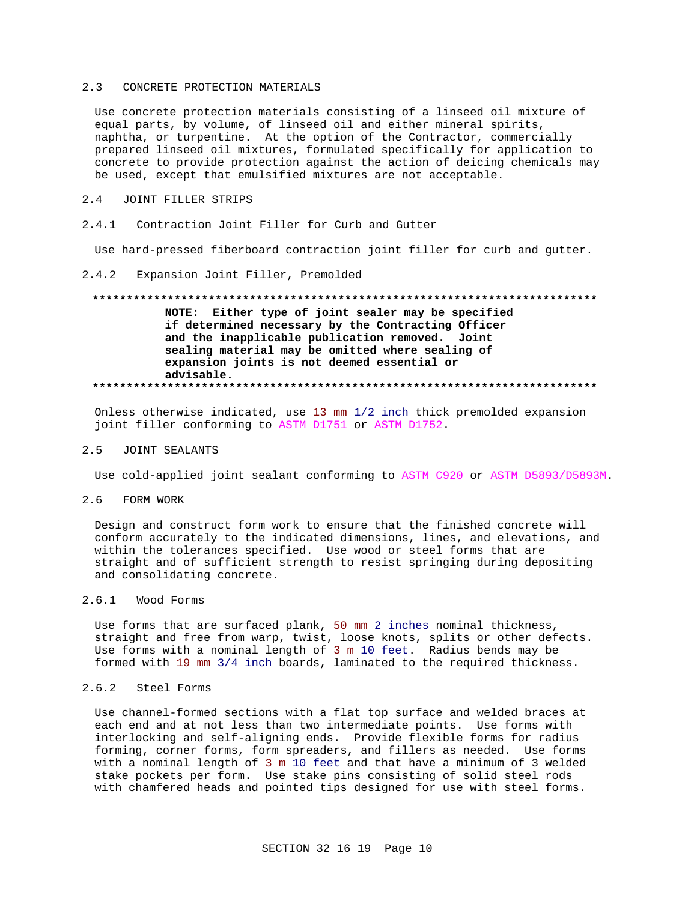## 2.3 CONCRETE PROTECTION MATERIALS

Use concrete protection materials consisting of a linseed oil mixture of equal parts, by volume, of linseed oil and either mineral spirits, naphtha, or turpentine. At the option of the Contractor, commercially prepared linseed oil mixtures, formulated specifically for application to concrete to provide protection against the action of deicing chemicals may be used, except that emulsified mixtures are not acceptable.

## 2.4 JOINT FILLER STRIPS

### 2.4.1 Contraction Joint Filler for Curb and Gutter

Use hard-pressed fiberboard contraction joint filler for curb and gutter.

### 2.4.2 Expansion Joint Filler, Premolded

**************************************************************************

**NOTE: Either type of joint sealer may be specified if determined necessary by the Contracting Officer and the inapplicable publication removed. Joint sealing material may be omitted where sealing of expansion joints is not deemed essential or advisable.**

**************************************************************************

Unless otherwise indicated, use 13 mm 1/2 inch thick premolded expansion joint filler conforming to ASTM D1751 or ASTM D1752.

## 2.5 JOINT SEALANTS

Use cold-applied joint sealant conforming to ASTM C920 or ASTM D5893/D5893M.

## 2.6 FORM WORK

Design and construct form work to ensure that the finished concrete will conform accurately to the indicated dimensions, lines, and elevations, and within the tolerances specified. Use wood or steel forms that are straight and of sufficient strength to resist springing during depositing and consolidating concrete.

### 2.6.1 Wood Forms

Use forms that are surfaced plank, 50 mm 2 inches nominal thickness, straight and free from warp, twist, loose knots, splits or other defects. Use forms with a nominal length of 3 m 10 feet. Radius bends may be formed with 19 mm 3/4 inch boards, laminated to the required thickness.

### 2.6.2 Steel Forms

Use channel-formed sections with a flat top surface and welded braces at each end and at not less than two intermediate points. Use forms with interlocking and self-aligning ends. Provide flexible forms for radius forming, corner forms, form spreaders, and fillers as needed. Use forms with a nominal length of 3 m 10 feet and that have a minimum of 3 welded stake pockets per form. Use stake pins consisting of solid steel rods with chamfered heads and pointed tips designed for use with steel forms.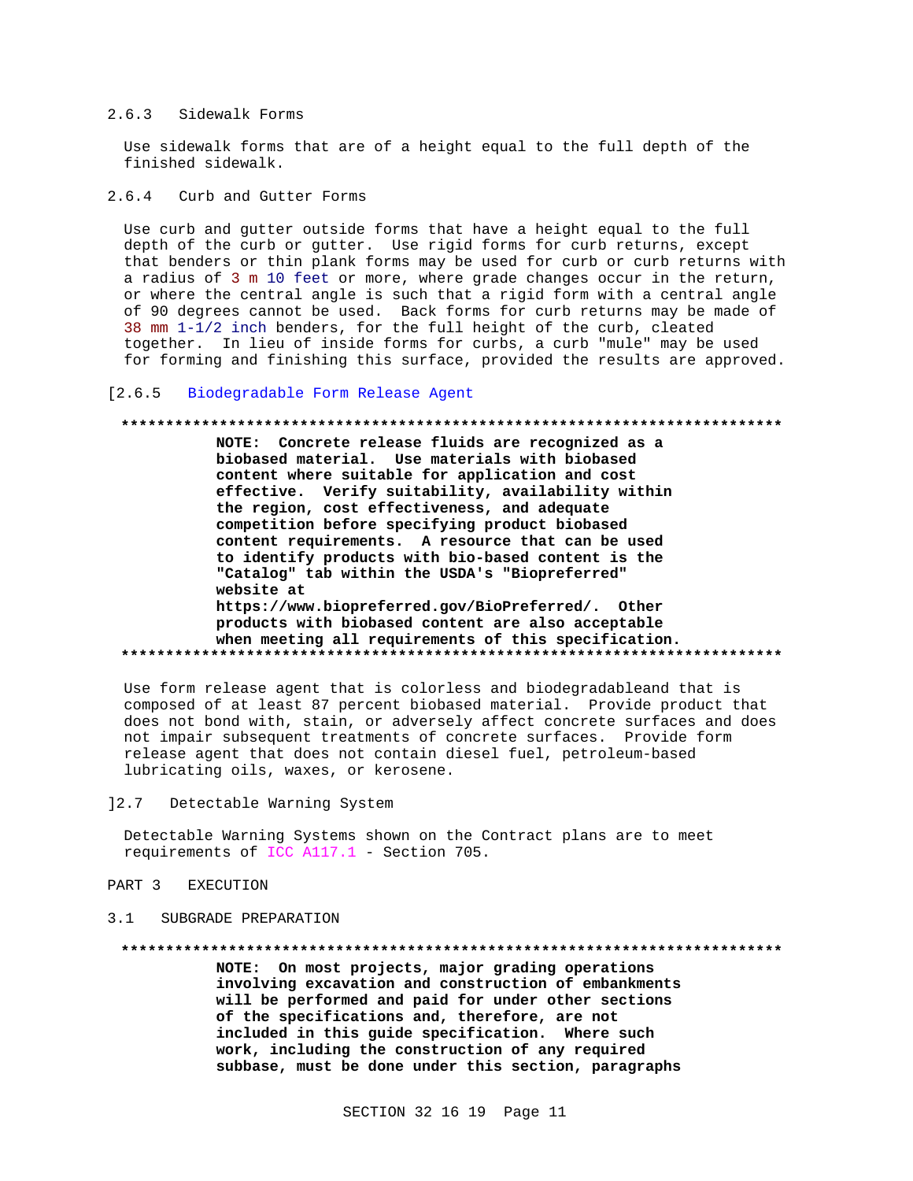### 2.6.3 Sidewalk Forms

Use sidewalk forms that are of a height equal to the full depth of the finished sidewalk.

### 2.6.4 Curb and Gutter Forms

Use curb and gutter outside forms that have a height equal to the full depth of the curb or gutter. Use rigid forms for curb returns, except that benders or thin plank forms may be used for curb or curb returns with a radius of 3 m 10 feet or more, where grade changes occur in the return, or where the central angle is such that a rigid form with a central angle of 90 degrees cannot be used. Back forms for curb returns may be made of 38 mm 1-1/2 inch benders, for the full height of the curb, cleated together. In lieu of inside forms for curbs, a curb "mule" may be used for forming and finishing this surface, provided the results are approved.

### [2.6.5 Biodegradable Form Release Agent

**************************************************************************

**NOTE: Concrete release fluids are recognized as a biobased material. Use materials with biobased content where suitable for application and cost effective. Verify suitability, availability within the region, cost effectiveness, and adequate competition before specifying product biobased content requirements. A resource that can be used to identify products with bio-based content is the "Catalog" tab within the USDA's "Biopreferred" website at https://www.biopreferred.gov/BioPreferred/. Other products with biobased content are also acceptable when meeting all requirements of this specification.**

**************************************************************************

Use form release agent that is colorless and biodegradableand that is composed of at least 87 percent biobased material. Provide product that does not bond with, stain, or adversely affect concrete surfaces and does not impair subsequent treatments of concrete surfaces. Provide form release agent that does not contain diesel fuel, petroleum-based lubricating oils, waxes, or kerosene.

## ]2.7 Detectable Warning System

Detectable Warning Systems shown on the Contract plans are to meet requirements of ICC A117.1 - Section 705.

# PART 3 EXECUTION

## 3.1 SUBGRADE PREPARATION

**************************************************************************

**NOTE: On most projects, major grading operations involving excavation and construction of embankments will be performed and paid for under other sections of the specifications and, therefore, are not included in this guide specification. Where such work, including the construction of any required subbase, must be done under this section, paragraphs**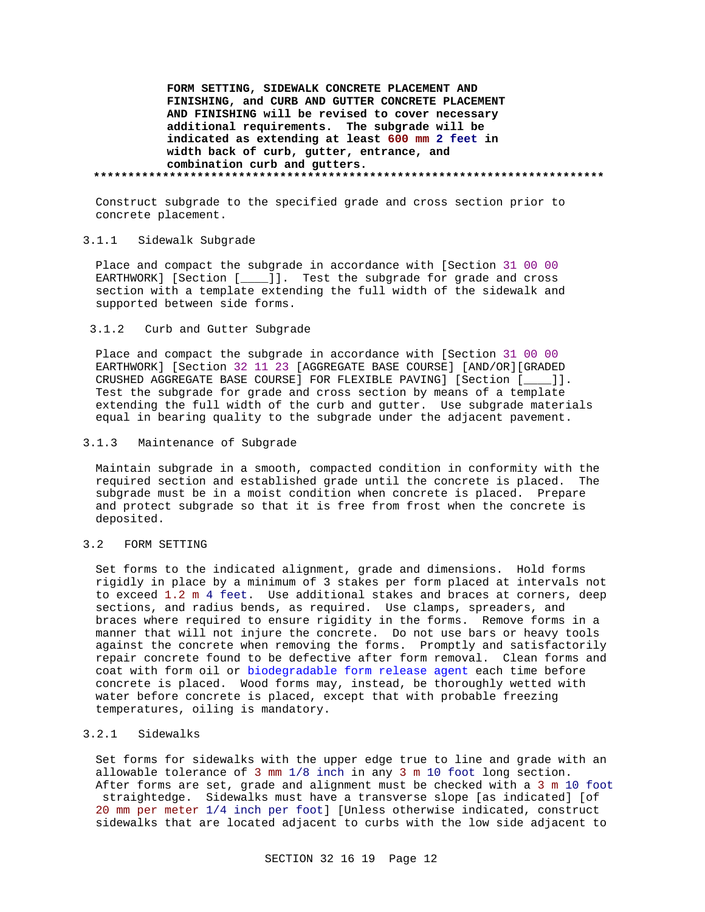**FORM SETTING, SIDEWALK CONCRETE PLACEMENT AND FINISHING, and CURB AND GUTTER CONCRETE PLACEMENT AND FINISHING will be revised to cover necessary additional requirements. The subgrade will be indicated as extending at least 600 mm 2 feet in width back of curb, gutter, entrance, and combination curb and gutters.**

**************************************************************************

Construct subgrade to the specified grade and cross section prior to concrete placement.

### 3.1.1 Sidewalk Subgrade

Place and compact the subgrade in accordance with [Section 31 00 00 EARTHWORK] [Section [____]]. Test the subgrade for grade and cross section with a template extending the full width of the sidewalk and supported between side forms.

### 3.1.2 Curb and Gutter Subgrade

Place and compact the subgrade in accordance with [Section 31 00 00 EARTHWORK] [Section 32 11 23 [AGGREGATE BASE COURSE] [AND/OR][GRADED CRUSHED AGGREGATE BASE COURSE] FOR FLEXIBLE PAVING] [Section [____]]. Test the subgrade for grade and cross section by means of a template extending the full width of the curb and gutter. Use subgrade materials equal in bearing quality to the subgrade under the adjacent pavement.

### 3.1.3 Maintenance of Subgrade

Maintain subgrade in a smooth, compacted condition in conformity with the required section and established grade until the concrete is placed. The subgrade must be in a moist condition when concrete is placed. Prepare and protect subgrade so that it is free from frost when the concrete is deposited.

## 3.2 FORM SETTING

Set forms to the indicated alignment, grade and dimensions. Hold forms rigidly in place by a minimum of 3 stakes per form placed at intervals not to exceed 1.2 m 4 feet. Use additional stakes and braces at corners, deep sections, and radius bends, as required. Use clamps, spreaders, and braces where required to ensure rigidity in the forms. Remove forms in a manner that will not injure the concrete. Do not use bars or heavy tools against the concrete when removing the forms. Promptly and satisfactorily repair concrete found to be defective after form removal. Clean forms and coat with form oil or biodegradable form release agent each time before concrete is placed. Wood forms may, instead, be thoroughly wetted with water before concrete is placed, except that with probable freezing temperatures, oiling is mandatory.

### 3.2.1 Sidewalks

Set forms for sidewalks with the upper edge true to line and grade with an allowable tolerance of 3 mm 1/8 inch in any 3 m 10 foot long section. After forms are set, grade and alignment must be checked with a 3 m 10 foot straightedge. Sidewalks must have a transverse slope [as indicated] [of 20 mm per meter 1/4 inch per foot] [Unless otherwise indicated, construct sidewalks that are located adjacent to curbs with the low side adjacent to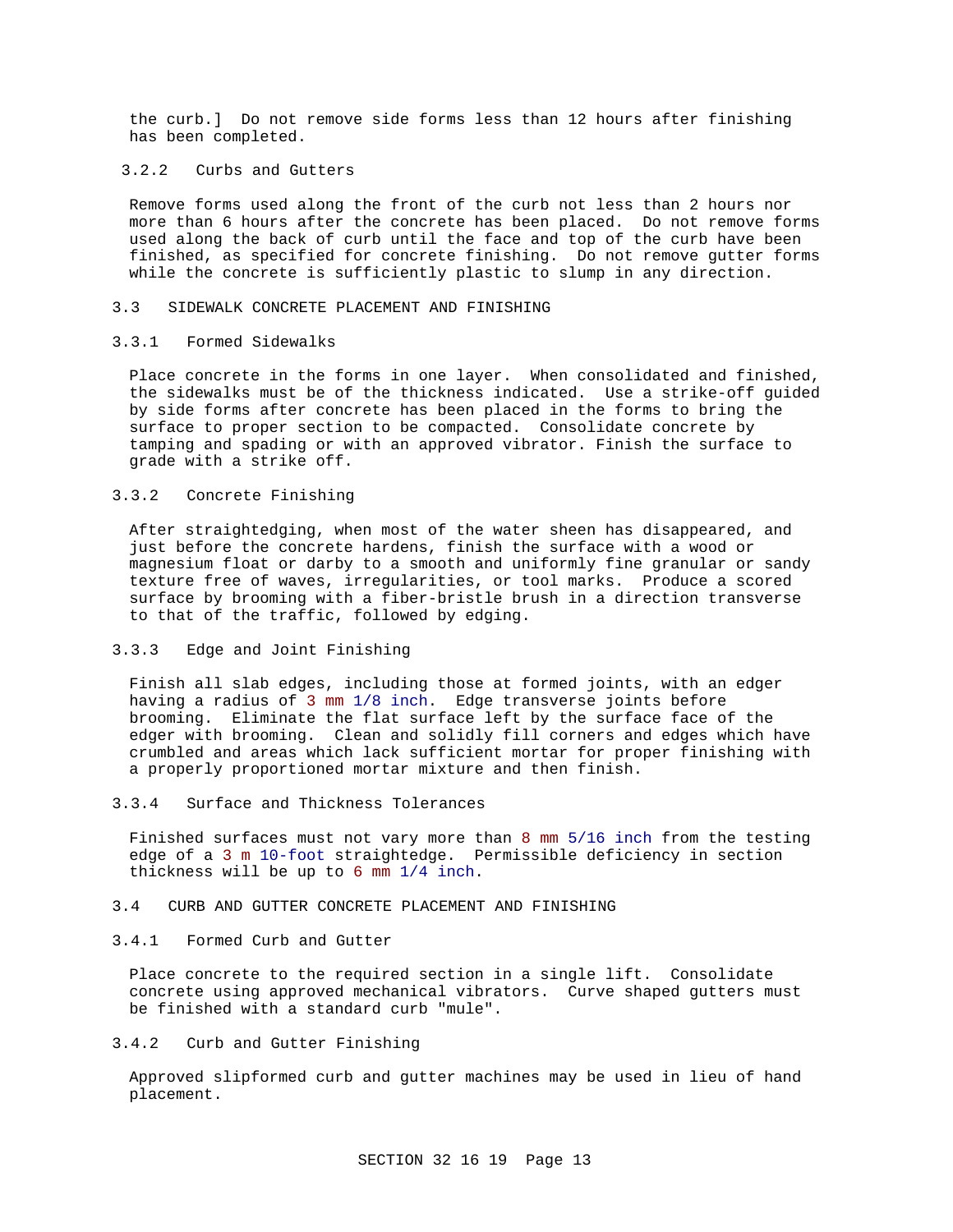the curb.] Do not remove side forms less than 12 hours after finishing has been completed.

#### 3.2.2 Curbs and Gutters

Remove forms used along the front of the curb not less than 2 hours nor more than 6 hours after the concrete has been placed. Do not remove forms used along the back of curb until the face and top of the curb have been finished, as specified for concrete finishing. Do not remove gutter forms while the concrete is sufficiently plastic to slump in any direction.

### 3.3 SIDEWALK CONCRETE PLACEMENT AND FINISHING

#### 3.3.1 Formed Sidewalks

Place concrete in the forms in one layer. When consolidated and finished, the sidewalks must be of the thickness indicated. Use a strike-off guided by side forms after concrete has been placed in the forms to bring the surface to proper section to be compacted. Consolidate concrete by tamping and spading or with an approved vibrator. Finish the surface to grade with a strike off.

#### 3.3.2 Concrete Finishing

After straightedging, when most of the water sheen has disappeared, and just before the concrete hardens, finish the surface with a wood or magnesium float or darby to a smooth and uniformly fine granular or sandy texture free of waves, irregularities, or tool marks. Produce a scored surface by brooming with a fiber-bristle brush in a direction transverse to that of the traffic, followed by edging.

#### 3.3.3 Edge and Joint Finishing

Finish all slab edges, including those at formed joints, with an edger having a radius of 3 mm 1/8 inch. Edge transverse joints before brooming. Eliminate the flat surface left by the surface face of the edger with brooming. Clean and solidly fill corners and edges which have crumbled and areas which lack sufficient mortar for proper finishing with a properly proportioned mortar mixture and then finish.

#### 3.3.4 Surface and Thickness Tolerances

Finished surfaces must not vary more than 8 mm 5/16 inch from the testing edge of a 3 m 10-foot straightedge. Permissible deficiency in section thickness will be up to 6 mm 1/4 inch.

### 3.4 CURB AND GUTTER CONCRETE PLACEMENT AND FINISHING

#### 3.4.1 Formed Curb and Gutter

Place concrete to the required section in a single lift. Consolidate concrete using approved mechanical vibrators. Curve shaped gutters must be finished with a standard curb "mule".

#### 3.4.2 Curb and Gutter Finishing

Approved slipformed curb and gutter machines may be used in lieu of hand placement.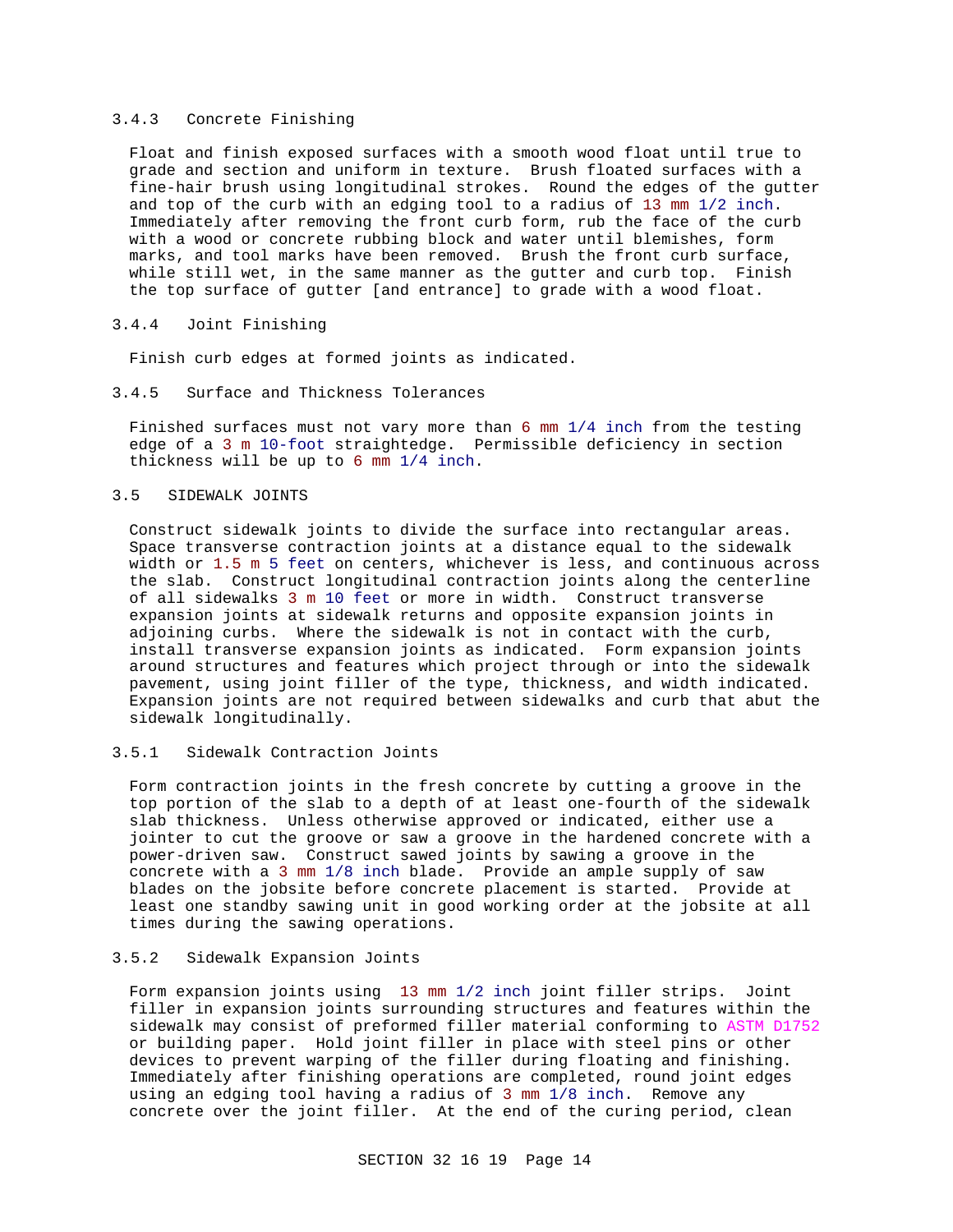### 3.4.3 Concrete Finishing

Float and finish exposed surfaces with a smooth wood float until true to grade and section and uniform in texture. Brush floated surfaces with a fine-hair brush using longitudinal strokes. Round the edges of the gutter and top of the curb with an edging tool to a radius of 13 mm 1/2 inch. Immediately after removing the front curb form, rub the face of the curb with a wood or concrete rubbing block and water until blemishes, form marks, and tool marks have been removed. Brush the front curb surface, while still wet, in the same manner as the gutter and curb top. Finish the top surface of gutter [and entrance] to grade with a wood float.

### 3.4.4 Joint Finishing

Finish curb edges at formed joints as indicated.

### 3.4.5 Surface and Thickness Tolerances

Finished surfaces must not vary more than 6 mm 1/4 inch from the testing edge of a 3 m 10-foot straightedge. Permissible deficiency in section thickness will be up to 6 mm 1/4 inch.

## 3.5 SIDEWALK JOINTS

Construct sidewalk joints to divide the surface into rectangular areas. Space transverse contraction joints at a distance equal to the sidewalk width or 1.5 m 5 feet on centers, whichever is less, and continuous across the slab. Construct longitudinal contraction joints along the centerline of all sidewalks 3 m 10 feet or more in width. Construct transverse expansion joints at sidewalk returns and opposite expansion joints in adjoining curbs. Where the sidewalk is not in contact with the curb, install transverse expansion joints as indicated. Form expansion joints around structures and features which project through or into the sidewalk pavement, using joint filler of the type, thickness, and width indicated. Expansion joints are not required between sidewalks and curb that abut the sidewalk longitudinally.

### 3.5.1 Sidewalk Contraction Joints

Form contraction joints in the fresh concrete by cutting a groove in the top portion of the slab to a depth of at least one-fourth of the sidewalk slab thickness. Unless otherwise approved or indicated, either use a jointer to cut the groove or saw a groove in the hardened concrete with a power-driven saw. Construct sawed joints by sawing a groove in the concrete with a 3 mm 1/8 inch blade. Provide an ample supply of saw blades on the jobsite before concrete placement is started. Provide at least one standby sawing unit in good working order at the jobsite at all times during the sawing operations.

### 3.5.2 Sidewalk Expansion Joints

Form expansion joints using 13 mm 1/2 inch joint filler strips. Joint filler in expansion joints surrounding structures and features within the sidewalk may consist of preformed filler material conforming to ASTM D1752 or building paper. Hold joint filler in place with steel pins or other devices to prevent warping of the filler during floating and finishing. Immediately after finishing operations are completed, round joint edges using an edging tool having a radius of 3 mm 1/8 inch. Remove any concrete over the joint filler. At the end of the curing period, clean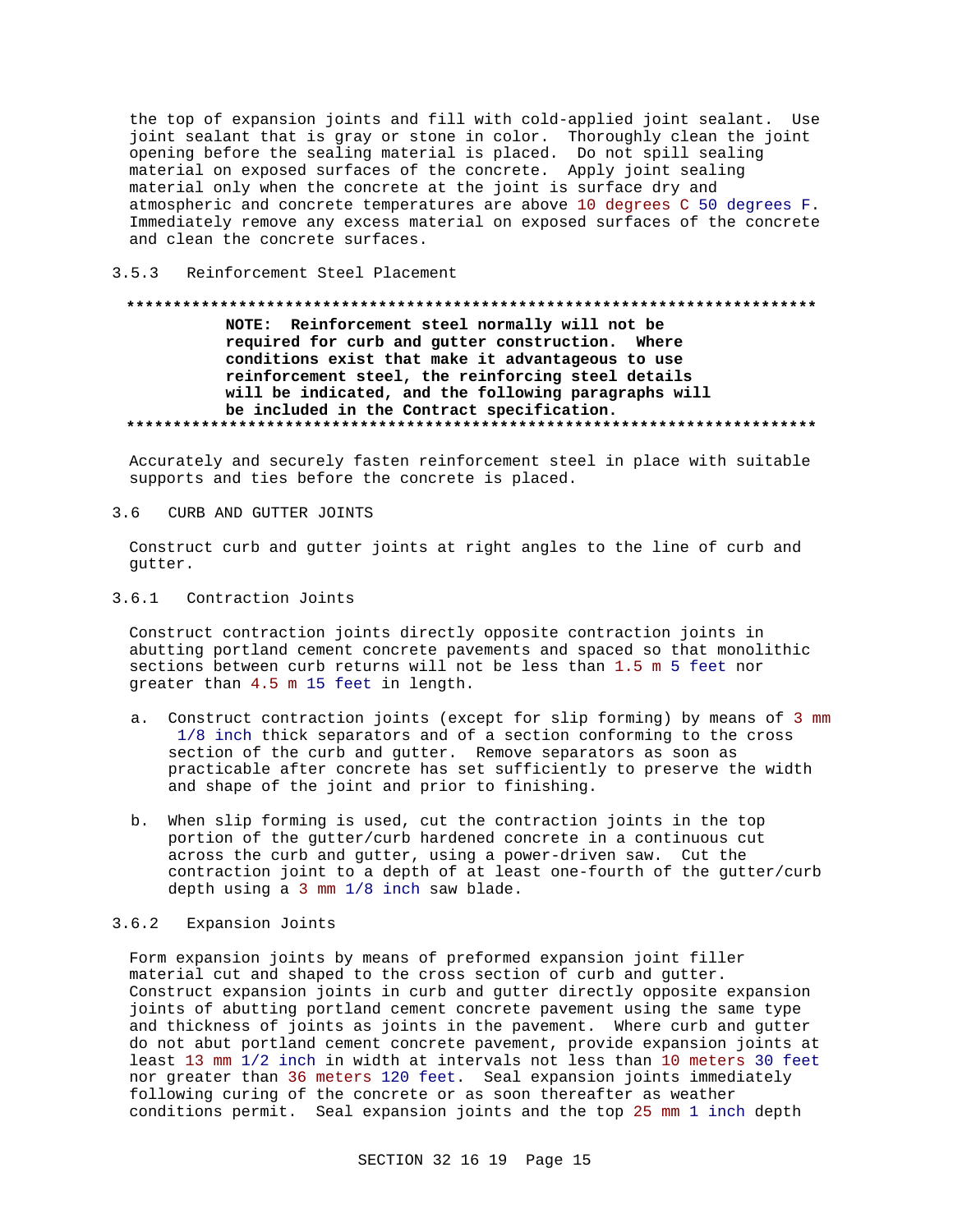the top of expansion joints and fill with cold-applied joint sealant. Use joint sealant that is gray or stone in color. Thoroughly clean the joint opening before the sealing material is placed. Do not spill sealing material on exposed surfaces of the concrete. Apply joint sealing material only when the concrete at the joint is surface dry and atmospheric and concrete temperatures are above 10 degrees C 50 degrees F. Immediately remove any excess material on exposed surfaces of the concrete and clean the concrete surfaces.

### 3.5.3 Reinforcement Steel Placement

**************************************************************************

**NOTE: Reinforcement steel normally will not be required for curb and gutter construction. Where conditions exist that make it advantageous to use reinforcement steel, the reinforcing steel details will be indicated, and the following paragraphs will be included in the Contract specification.**

**************************************************************************

Accurately and securely fasten reinforcement steel in place with suitable supports and ties before the concrete is placed.

## 3.6 CURB AND GUTTER JOINTS

Construct curb and gutter joints at right angles to the line of curb and gutter.

### 3.6.1 Contraction Joints

Construct contraction joints directly opposite contraction joints in abutting portland cement concrete pavements and spaced so that monolithic sections between curb returns will not be less than 1.5 m 5 feet nor greater than 4.5 m 15 feet in length.

a. Construct contraction joints (except for slip forming) by means of 3 mm 1/8 inch thick separators and of a section conforming to the cross section of the curb and gutter. Remove separators as soon as practicable after concrete has set sufficiently to preserve the width and shape of the joint and prior to finishing.

b. When slip forming is used, cut the contraction joints in the top portion of the gutter/curb hardened concrete in a continuous cut across the curb and gutter, using a power-driven saw. Cut the contraction joint to a depth of at least one-fourth of the gutter/curb depth using a 3 mm 1/8 inch saw blade.

### 3.6.2 Expansion Joints

Form expansion joints by means of preformed expansion joint filler material cut and shaped to the cross section of curb and gutter. Construct expansion joints in curb and gutter directly opposite expansion joints of abutting portland cement concrete pavement using the same type and thickness of joints as joints in the pavement. Where curb and gutter do not abut portland cement concrete pavement, provide expansion joints at least 13 mm 1/2 inch in width at intervals not less than 10 meters 30 feet nor greater than 36 meters 120 feet. Seal expansion joints immediately following curing of the concrete or as soon thereafter as weather conditions permit. Seal expansion joints and the top 25 mm 1 inch depth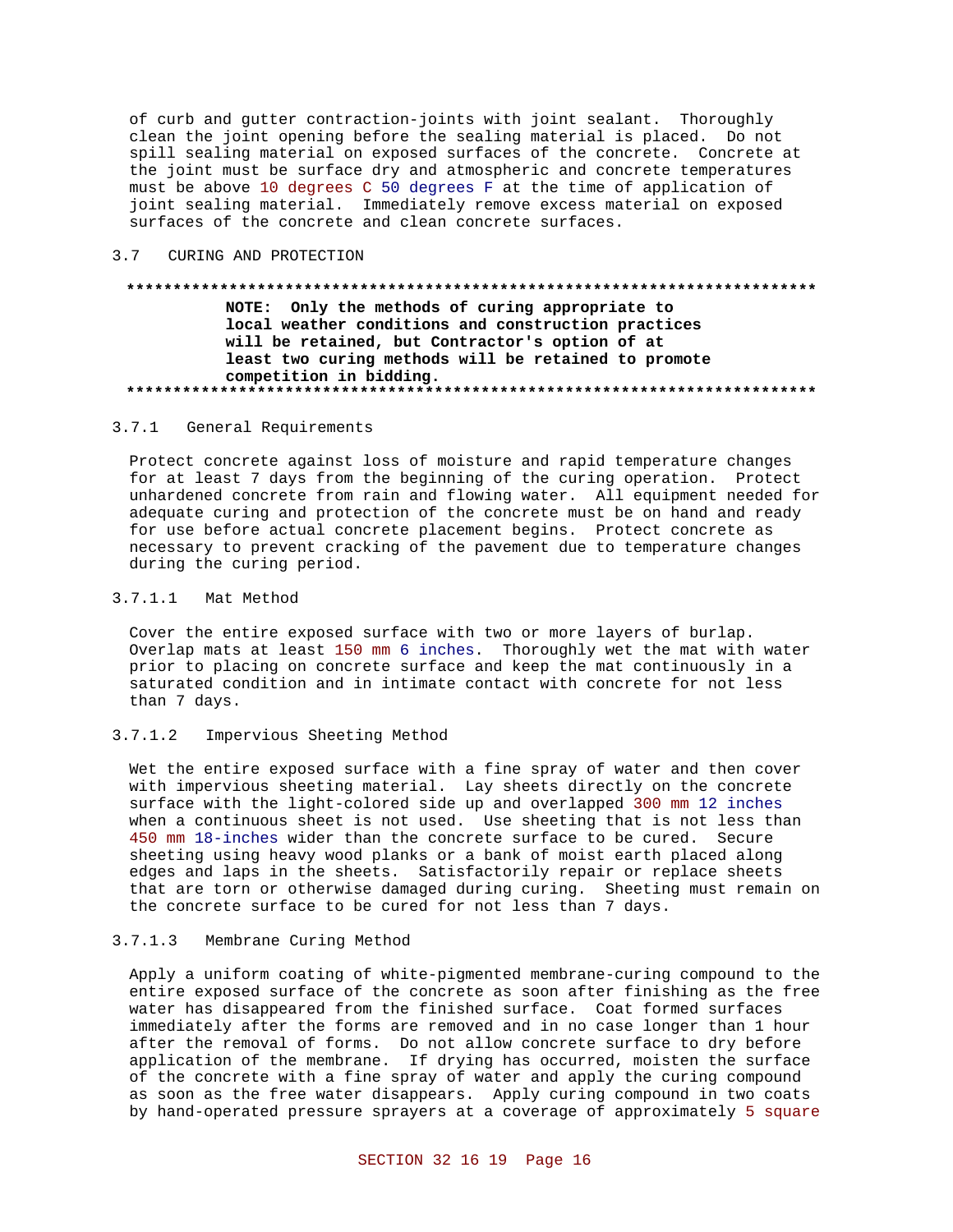of curb and gutter contraction-joints with joint sealant. Thoroughly clean the joint opening before the sealing material is placed. Do not spill sealing material on exposed surfaces of the concrete. Concrete at the joint must be surface dry and atmospheric and concrete temperatures must be above 10 degrees C 50 degrees F at the time of application of joint sealing material. Immediately remove excess material on exposed surfaces of the concrete and clean concrete surfaces.

## 3.7 CURING AND PROTECTION

**************************************************************************

**NOTE: Only the methods of curing appropriate to local weather conditions and construction practices will be retained, but Contractor's option of at least two curing methods will be retained to promote competition in bidding.**

**************************************************************************

### 3.7.1 General Requirements

Protect concrete against loss of moisture and rapid temperature changes for at least 7 days from the beginning of the curing operation. Protect unhardened concrete from rain and flowing water. All equipment needed for adequate curing and protection of the concrete must be on hand and ready for use before actual concrete placement begins. Protect concrete as necessary to prevent cracking of the pavement due to temperature changes during the curing period.

#### 3.7.1.1 Mat Method

Cover the entire exposed surface with two or more layers of burlap. Overlap mats at least 150 mm 6 inches. Thoroughly wet the mat with water prior to placing on concrete surface and keep the mat continuously in a saturated condition and in intimate contact with concrete for not less than 7 days.

#### 3.7.1.2 Impervious Sheeting Method

Wet the entire exposed surface with a fine spray of water and then cover with impervious sheeting material. Lay sheets directly on the concrete surface with the light-colored side up and overlapped 300 mm 12 inches when a continuous sheet is not used. Use sheeting that is not less than 450 mm 18-inches wider than the concrete surface to be cured. Secure sheeting using heavy wood planks or a bank of moist earth placed along edges and laps in the sheets. Satisfactorily repair or replace sheets that are torn or otherwise damaged during curing. Sheeting must remain on the concrete surface to be cured for not less than 7 days.

#### 3.7.1.3 Membrane Curing Method

Apply a uniform coating of white-pigmented membrane-curing compound to the entire exposed surface of the concrete as soon after finishing as the free water has disappeared from the finished surface. Coat formed surfaces immediately after the forms are removed and in no case longer than 1 hour after the removal of forms. Do not allow concrete surface to dry before application of the membrane. If drying has occurred, moisten the surface of the concrete with a fine spray of water and apply the curing compound as soon as the free water disappears. Apply curing compound in two coats by hand-operated pressure sprayers at a coverage of approximately 5 square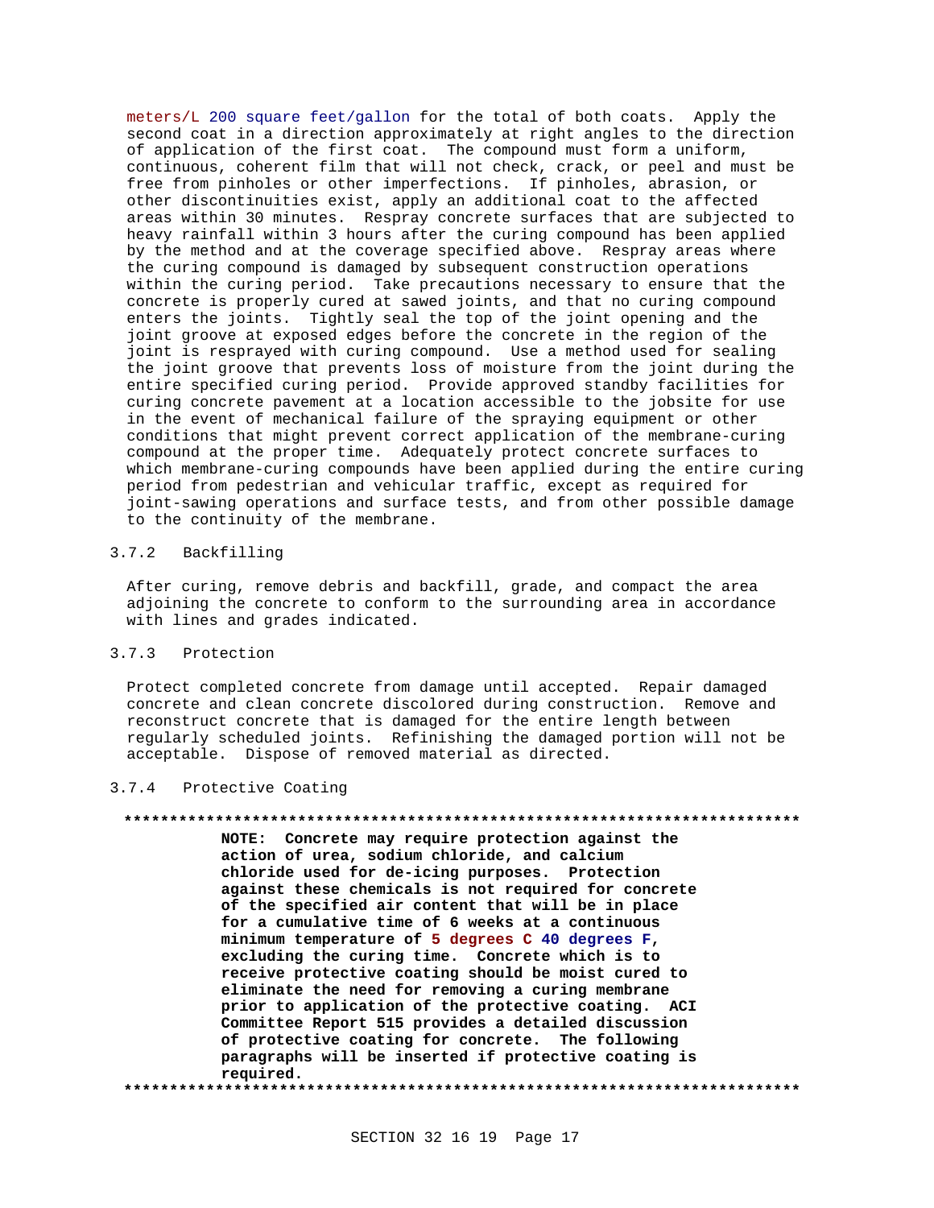meters/L 200 square feet/gallon for the total of both coats. Apply the second coat in a direction approximately at right angles to the direction of application of the first coat. The compound must form a uniform, continuous, coherent film that will not check, crack, or peel and must be free from pinholes or other imperfections. If pinholes, abrasion, or other discontinuities exist, apply an additional coat to the affected areas within 30 minutes. Respray concrete surfaces that are subjected to heavy rainfall within 3 hours after the curing compound has been applied by the method and at the coverage specified above. Respray areas where the curing compound is damaged by subsequent construction operations within the curing period. Take precautions necessary to ensure that the concrete is properly cured at sawed joints, and that no curing compound enters the joints. Tightly seal the top of the joint opening and the joint groove at exposed edges before the concrete in the region of the joint is resprayed with curing compound. Use a method used for sealing the joint groove that prevents loss of moisture from the joint during the entire specified curing period. Provide approved standby facilities for curing concrete pavement at a location accessible to the jobsite for use in the event of mechanical failure of the spraying equipment or other conditions that might prevent correct application of the membrane-curing compound at the proper time. Adequately protect concrete surfaces to which membrane-curing compounds have been applied during the entire curing period from pedestrian and vehicular traffic, except as required for joint-sawing operations and surface tests, and from other possible damage to the continuity of the membrane.

### 3.7.2 Backfilling

After curing, remove debris and backfill, grade, and compact the area adjoining the concrete to conform to the surrounding area in accordance with lines and grades indicated.

### 3.7.3 Protection

Protect completed concrete from damage until accepted. Repair damaged concrete and clean concrete discolored during construction. Remove and reconstruct concrete that is damaged for the entire length between regularly scheduled joints. Refinishing the damaged portion will not be acceptable. Dispose of removed material as directed.

### 3.7.4 Protective Coating

**************************************************************************

**NOTE: Concrete may require protection against the action of urea, sodium chloride, and calcium chloride used for de-icing purposes. Protection against these chemicals is not required for concrete of the specified air content that will be in place for a cumulative time of 6 weeks at a continuous minimum temperature of 5 degrees C 40 degrees F, excluding the curing time. Concrete which is to receive protective coating should be moist cured to eliminate the need for removing a curing membrane prior to application of the protective coating. ACI Committee Report 515 provides a detailed discussion of protective coating for concrete. The following paragraphs will be inserted if protective coating is required.**

**************************************************************************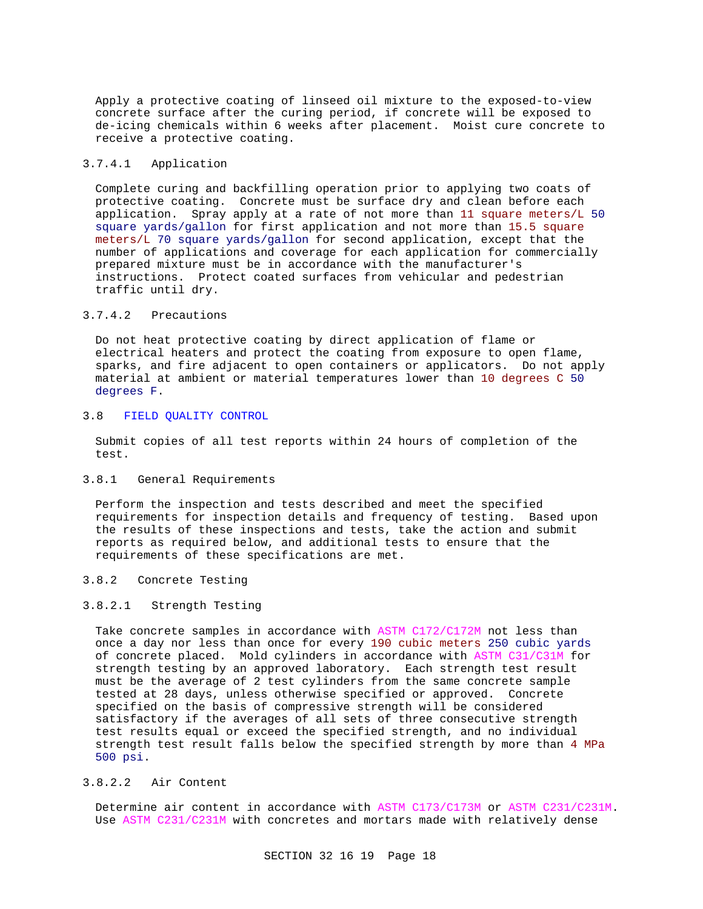Apply a protective coating of linseed oil mixture to the exposed-to-view concrete surface after the curing period, if concrete will be exposed to de-icing chemicals within 6 weeks after placement. Moist cure concrete to receive a protective coating.

#### 3.7.4.1 Application

Complete curing and backfilling operation prior to applying two coats of protective coating. Concrete must be surface dry and clean before each application. Spray apply at a rate of not more than 11 square meters/L 50 square yards/gallon for first application and not more than 15.5 square meters/L 70 square yards/gallon for second application, except that the number of applications and coverage for each application for commercially prepared mixture must be in accordance with the manufacturer's instructions. Protect coated surfaces from vehicular and pedestrian traffic until dry.

#### 3.7.4.2 Precautions

Do not heat protective coating by direct application of flame or electrical heaters and protect the coating from exposure to open flame, sparks, and fire adjacent to open containers or applicators. Do not apply material at ambient or material temperatures lower than 10 degrees C 50 degrees F.

## 3.8 FIELD QUALITY CONTROL

Submit copies of all test reports within 24 hours of completion of the test.

### 3.8.1 General Requirements

Perform the inspection and tests described and meet the specified requirements for inspection details and frequency of testing. Based upon the results of these inspections and tests, take the action and submit reports as required below, and additional tests to ensure that the requirements of these specifications are met.

### 3.8.2 Concrete Testing

#### 3.8.2.1 Strength Testing

Take concrete samples in accordance with ASTM C172/C172M not less than once a day nor less than once for every 190 cubic meters 250 cubic yards of concrete placed. Mold cylinders in accordance with ASTM C31/C31M for strength testing by an approved laboratory. Each strength test result must be the average of 2 test cylinders from the same concrete sample tested at 28 days, unless otherwise specified or approved. Concrete specified on the basis of compressive strength will be considered satisfactory if the averages of all sets of three consecutive strength test results equal or exceed the specified strength, and no individual strength test result falls below the specified strength by more than 4 MPa 500 psi.

#### 3.8.2.2 Air Content

Determine air content in accordance with ASTM C173/C173M or ASTM C231/C231M. Use ASTM C231/C231M with concretes and mortars made with relatively dense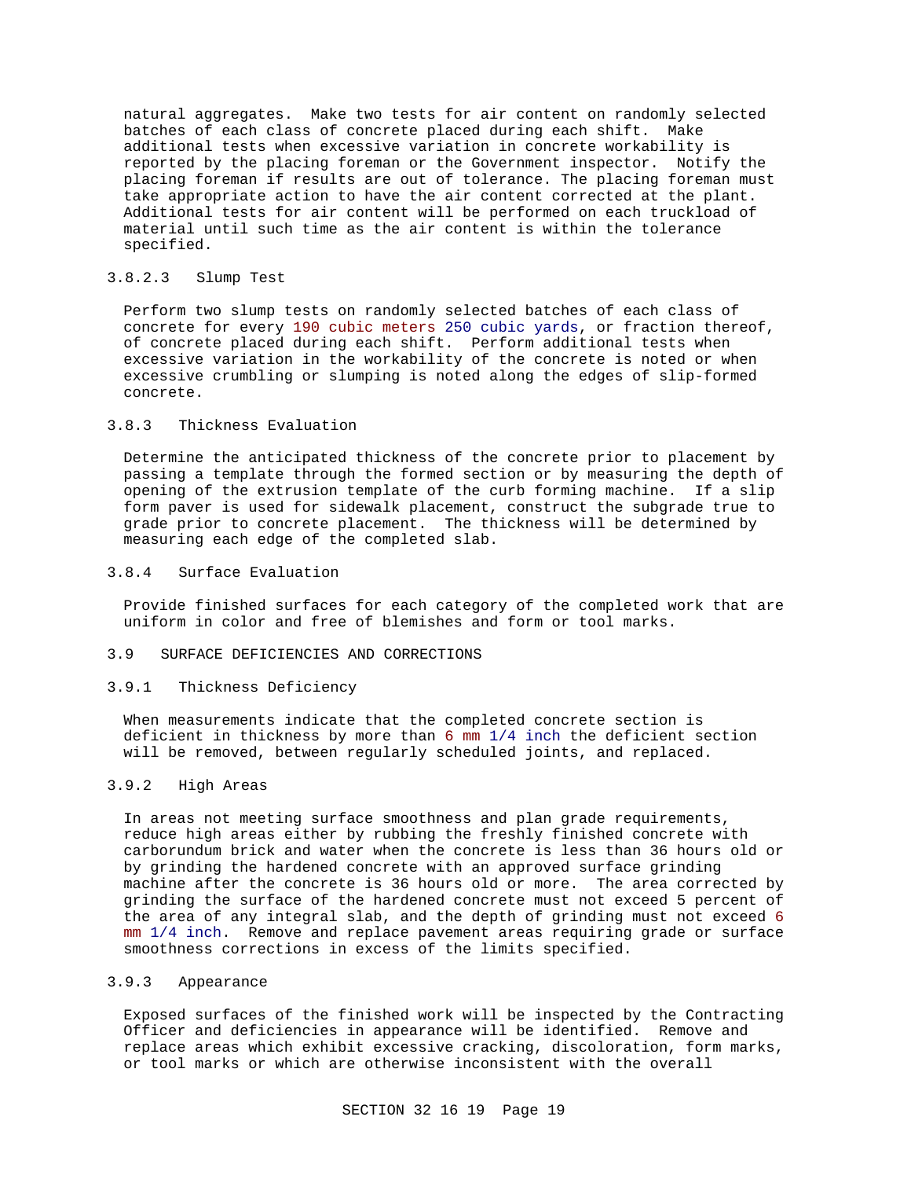natural aggregates. Make two tests for air content on randomly selected batches of each class of concrete placed during each shift. Make additional tests when excessive variation in concrete workability is reported by the placing foreman or the Government inspector. Notify the placing foreman if results are out of tolerance. The placing foreman must take appropriate action to have the air content corrected at the plant. Additional tests for air content will be performed on each truckload of material until such time as the air content is within the tolerance specified.

#### 3.8.2.3 Slump Test

Perform two slump tests on randomly selected batches of each class of concrete for every 190 cubic meters 250 cubic yards, or fraction thereof, of concrete placed during each shift. Perform additional tests when excessive variation in the workability of the concrete is noted or when excessive crumbling or slumping is noted along the edges of slip-formed concrete.

### 3.8.3 Thickness Evaluation

Determine the anticipated thickness of the concrete prior to placement by passing a template through the formed section or by measuring the depth of opening of the extrusion template of the curb forming machine. If a slip form paver is used for sidewalk placement, construct the subgrade true to grade prior to concrete placement. The thickness will be determined by measuring each edge of the completed slab.

### 3.8.4 Surface Evaluation

Provide finished surfaces for each category of the completed work that are uniform in color and free of blemishes and form or tool marks.

## 3.9 SURFACE DEFICIENCIES AND CORRECTIONS

### 3.9.1 Thickness Deficiency

When measurements indicate that the completed concrete section is deficient in thickness by more than 6 mm 1/4 inch the deficient section will be removed, between regularly scheduled joints, and replaced.

### 3.9.2 High Areas

In areas not meeting surface smoothness and plan grade requirements, reduce high areas either by rubbing the freshly finished concrete with carborundum brick and water when the concrete is less than 36 hours old or by grinding the hardened concrete with an approved surface grinding machine after the concrete is 36 hours old or more. The area corrected by grinding the surface of the hardened concrete must not exceed 5 percent of the area of any integral slab, and the depth of grinding must not exceed 6 mm 1/4 inch. Remove and replace pavement areas requiring grade or surface smoothness corrections in excess of the limits specified.

### 3.9.3 Appearance

Exposed surfaces of the finished work will be inspected by the Contracting Officer and deficiencies in appearance will be identified. Remove and replace areas which exhibit excessive cracking, discoloration, form marks, or tool marks or which are otherwise inconsistent with the overall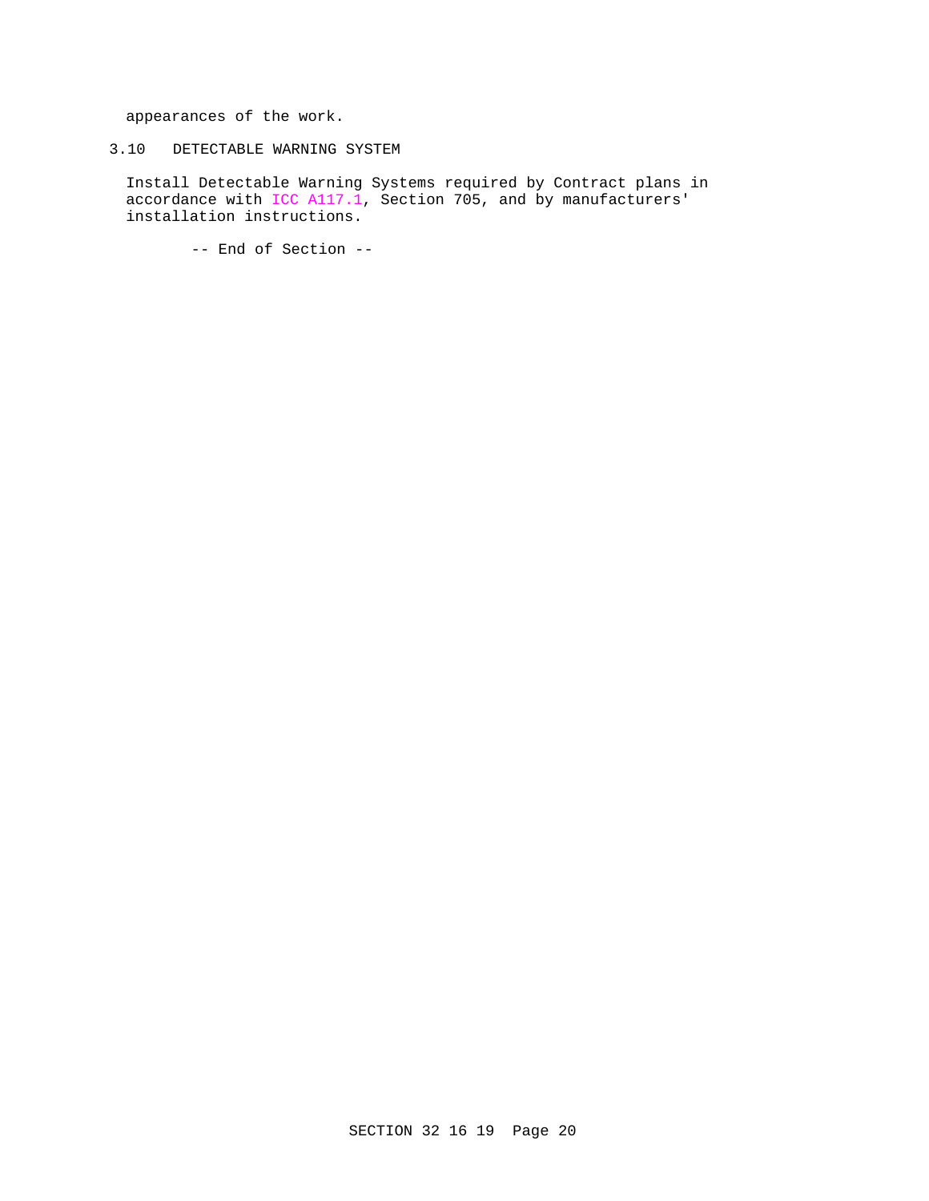appearances of the work.

## 3.10 DETECTABLE WARNING SYSTEM

Install Detectable Warning Systems required by Contract plans in accordance with ICC A117.1, Section 705, and by manufacturers' installation instructions.

-- End of Section --